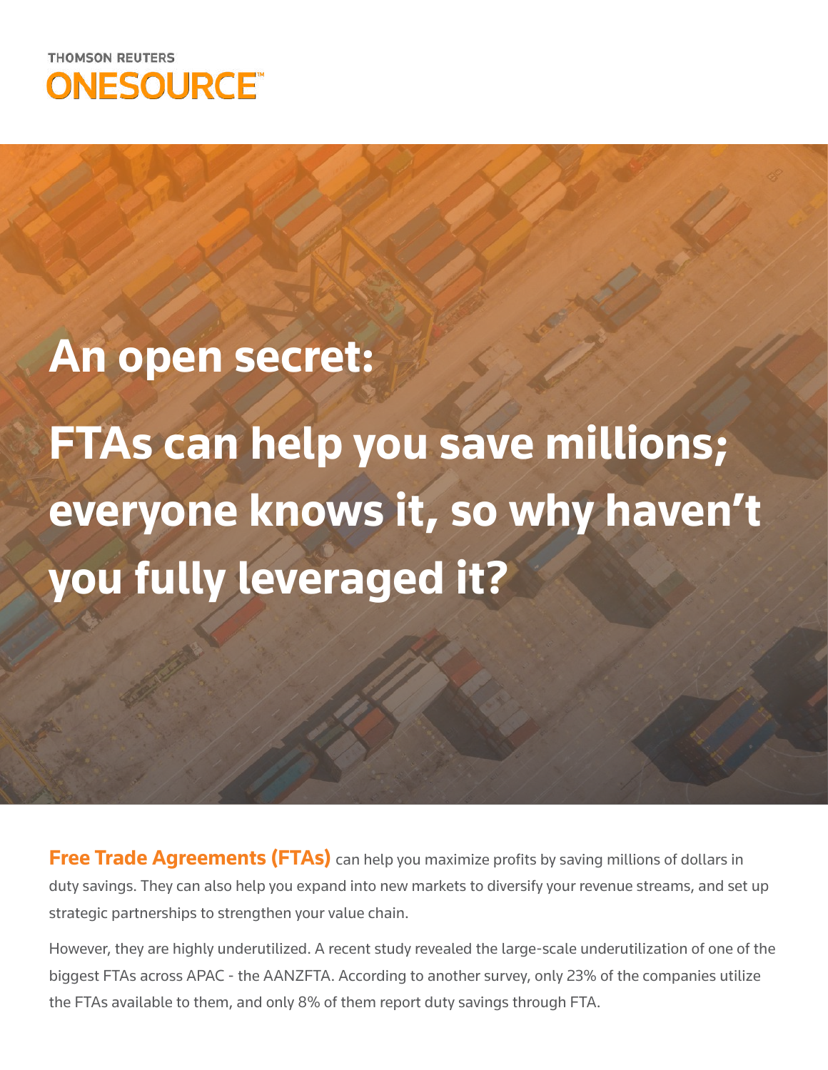THOMSON REUTERS
ONESOURCE™

# An open secret:

# FTAs can help you save millions; everyone knows it, so why haven't you fully leveraged it?

**Free Trade Agreements (FTAs)** can help you maximize profits by saving millions of dollars in duty savings. They can also help you expand into new markets to diversify your revenue streams, and set up strategic partnerships to strengthen your value chain.

However, they are highly underutilized. A recent study revealed the large-scale underutilization of one of the biggest FTAs across APAC - the AANZFTA. According to another survey, only 23% of the companies utilize the FTAs available to them, and only 8% of them report duty savings through FTA.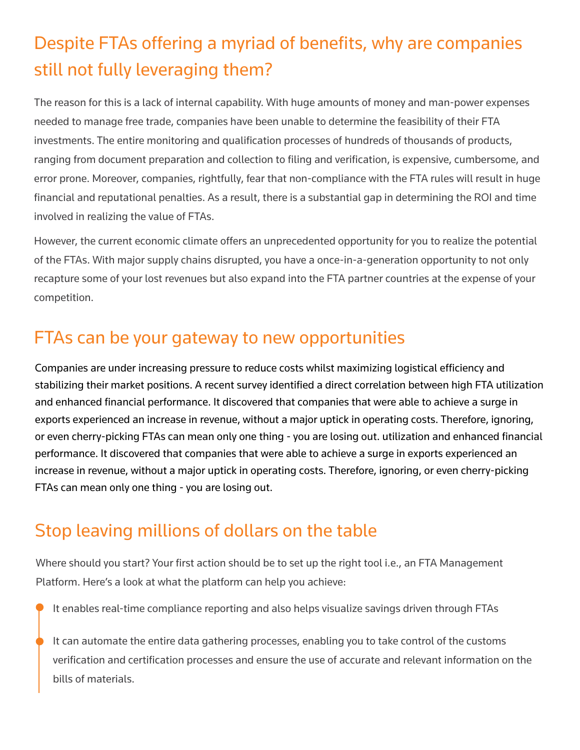## Despite FTAs offering a myriad of benefits, why are companies still not fully leveraging them?

The reason for this is a lack of internal capability. With huge amounts of money and man-power expenses needed to manage free trade, companies have been unable to determine the feasibility of their FTA investments. The entire monitoring and qualification processes of hundreds of thousands of products, ranging from document preparation and collection to filing and verification, is expensive, cumbersome, and error prone. Moreover, companies, rightfully, fear that non-compliance with the FTA rules will result in huge financial and reputational penalties. As a result, there is a substantial gap in determining the ROI and time involved in realizing the value of FTAs.

However, the current economic climate offers an unprecedented opportunity for you to realize the potential of the FTAs. With major supply chains disrupted, you have a once-in-a-generation opportunity to not only recapture some of your lost revenues but also expand into the FTA partner countries at the expense of your competition.

## FTAs can be your gateway to new opportunities

Companies are under increasing pressure to reduce costs whilst maximizing logistical efficiency and stabilizing their market positions. A recent survey identified a direct correlation between high FTA utilization and enhanced financial performance. It discovered that companies that were able to achieve a surge in exports experienced an increase in revenue, without a major uptick in operating costs. Therefore, ignoring, or even cherry-picking FTAs can mean only one thing - you are losing out. utilization and enhanced financial performance. It discovered that companies that were able to achieve a surge in exports experienced an increase in revenue, without a major uptick in operating costs. Therefore, ignoring, or even cherry-picking FTAs can mean only one thing - you are losing out.

## Stop leaving millions of dollars on the table

Where should you start? Your first action should be to set up the right tool i.e., an FTA Management Platform. Here's a look at what the platform can help you achieve:

- It enables real-time compliance reporting and also helps visualize savings driven through FTAs
- It can automate the entire data gathering processes, enabling you to take control of the customs verification and certification processes and ensure the use of accurate and relevant information on the bills of materials.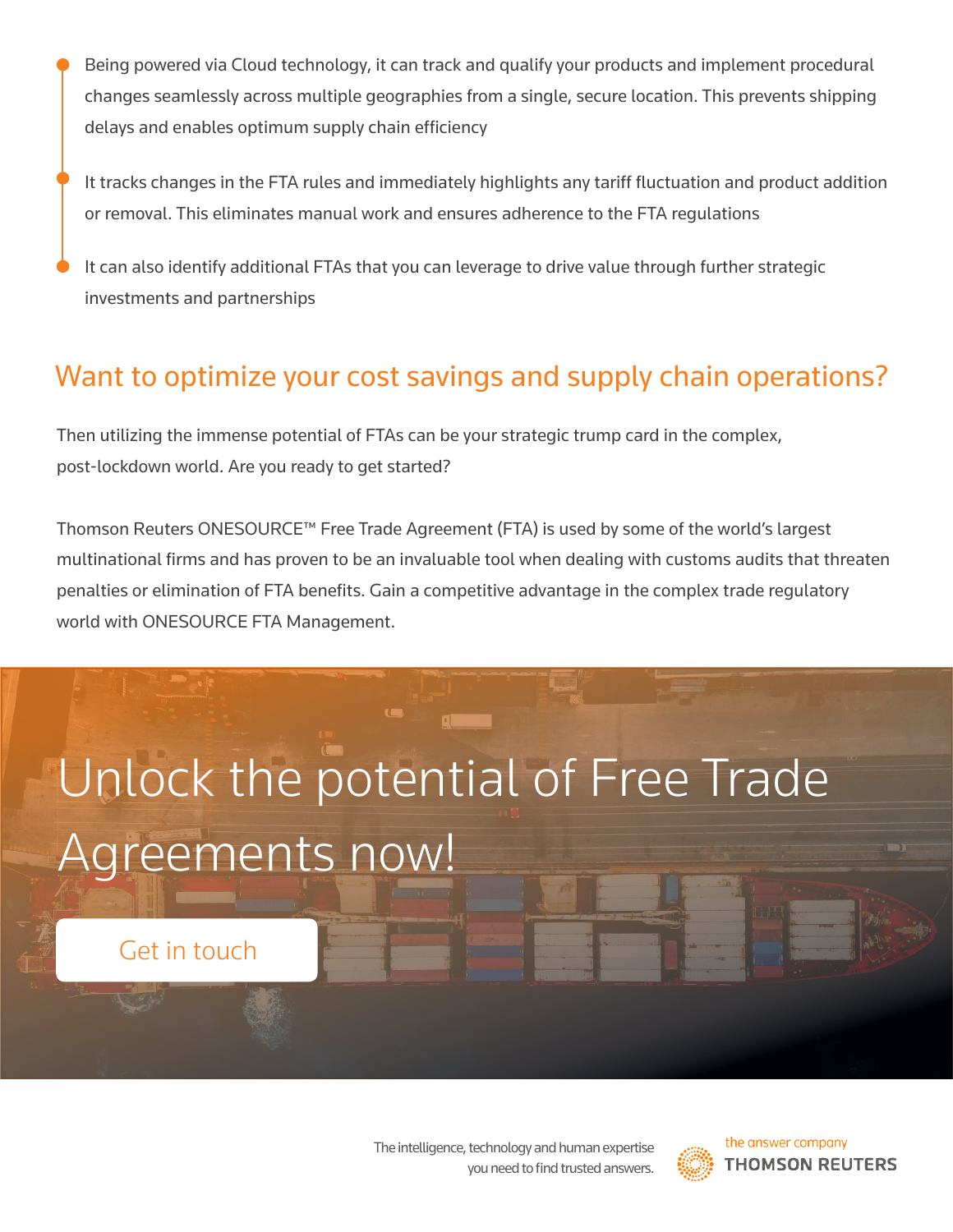- Being powered via Cloud technology, it can track and qualify your products and implement procedural changes seamlessly across multiple geographies from a single, secure location. This prevents shipping delays and enables optimum supply chain efficiency
- It tracks changes in the FTA rules and immediately highlights any tariff fluctuation and product addition or removal. This eliminates manual work and ensures adherence to the FTA regulations
- It can also identify additional FTAs that you can leverage to drive value through further strategic investments and partnerships

## Want to optimize your cost savings and supply chain operations?

Then utilizing the immense potential of FTAs can be your strategic trump card in the complex, post-lockdown world. Are you ready to get started?

Thomson Reuters ONESOURCE™ Free Trade Agreement (FTA) is used by some of the world's largest multinational firms and has proven to be an invaluable tool when dealing with customs audits that threaten penalties or elimination of FTA benefits. Gain a competitive advantage in the complex trade regulatory world with ONESOURCE FTA Management.

# Unlock the potential of Free Trade Agreements now!

Get in touch

The intelligence, technology and human expertise you need to find trusted answers.

the answer company
THOMSON REUTERS